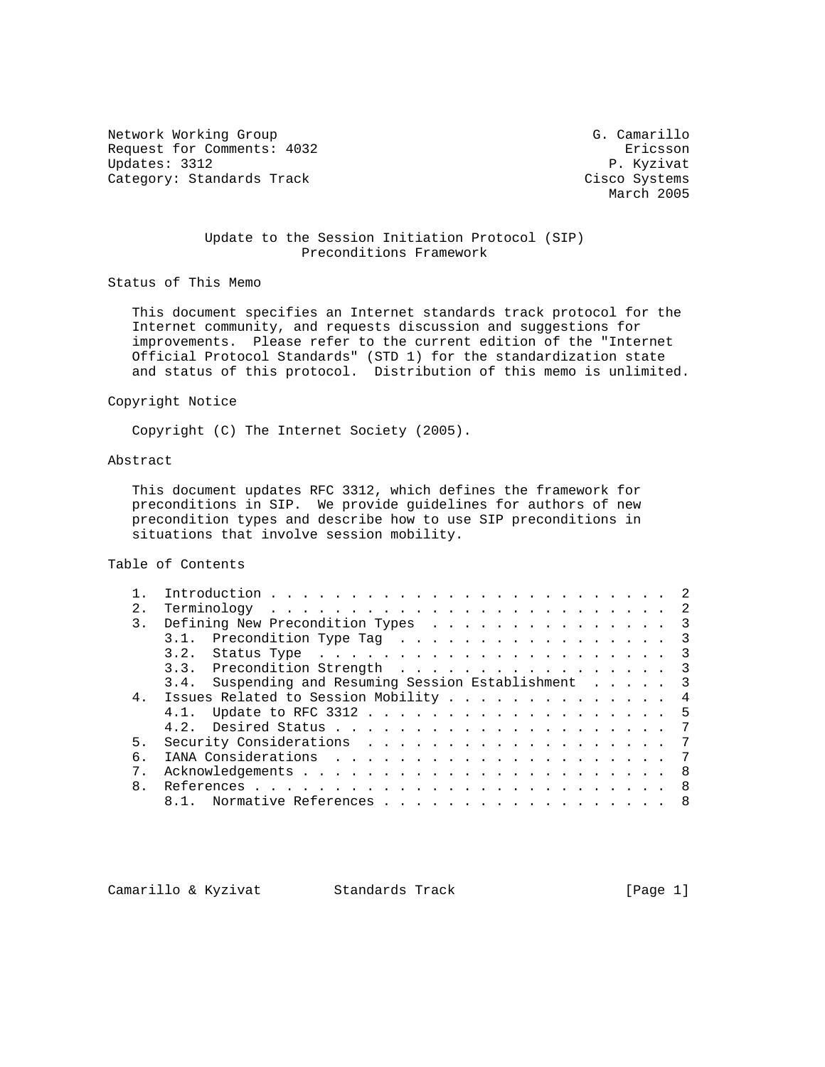Network Working Group                                    G. Camarillo
Request for Comments: 4032                                   Ericsson
Updates: 3312                                              P. Kyzivat
Category: Standards Track                               Cisco Systems
                                                           March 2005

# Update to the Session Initiation Protocol (SIP) Preconditions Framework

## Status of This Memo

This document specifies an Internet standards track protocol for the Internet community, and requests discussion and suggestions for improvements. Please refer to the current edition of the "Internet Official Protocol Standards" (STD 1) for the standardization state and status of this protocol. Distribution of this memo is unlimited.

## Copyright Notice

Copyright (C) The Internet Society (2005).

## Abstract

This document updates RFC 3312, which defines the framework for preconditions in SIP. We provide guidelines for authors of new precondition types and describe how to use SIP preconditions in situations that involve session mobility.

## Table of Contents

```
   1.  Introduction . . . . . . . . . . . . . . . . . . . . . . . . .  2
   2.  Terminology  . . . . . . . . . . . . . . . . . . . . . . . . .  2
   3.  Defining New Precondition Types  . . . . . . . . . . . . . . .  3
       3.1.  Precondition Type Tag  . . . . . . . . . . . . . . . . .  3
       3.2.  Status Type  . . . . . . . . . . . . . . . . . . . . . .  3
       3.3.  Precondition Strength  . . . . . . . . . . . . . . . . .  3
       3.4.  Suspending and Resuming Session Establishment  . . . . .  3
   4.  Issues Related to Session Mobility . . . . . . . . . . . . . .  4
       4.1.  Update to RFC 3312 . . . . . . . . . . . . . . . . . . .  5
       4.2.  Desired Status . . . . . . . . . . . . . . . . . . . . .  7
   5.  Security Considerations  . . . . . . . . . . . . . . . . . . .  7
   6.  IANA Considerations  . . . . . . . . . . . . . . . . . . . . .  7
   7.  Acknowledgements . . . . . . . . . . . . . . . . . . . . . . .  8
   8.  References . . . . . . . . . . . . . . . . . . . . . . . . . .  8
       8.1.  Normative References . . . . . . . . . . . . . . . . . .  8
```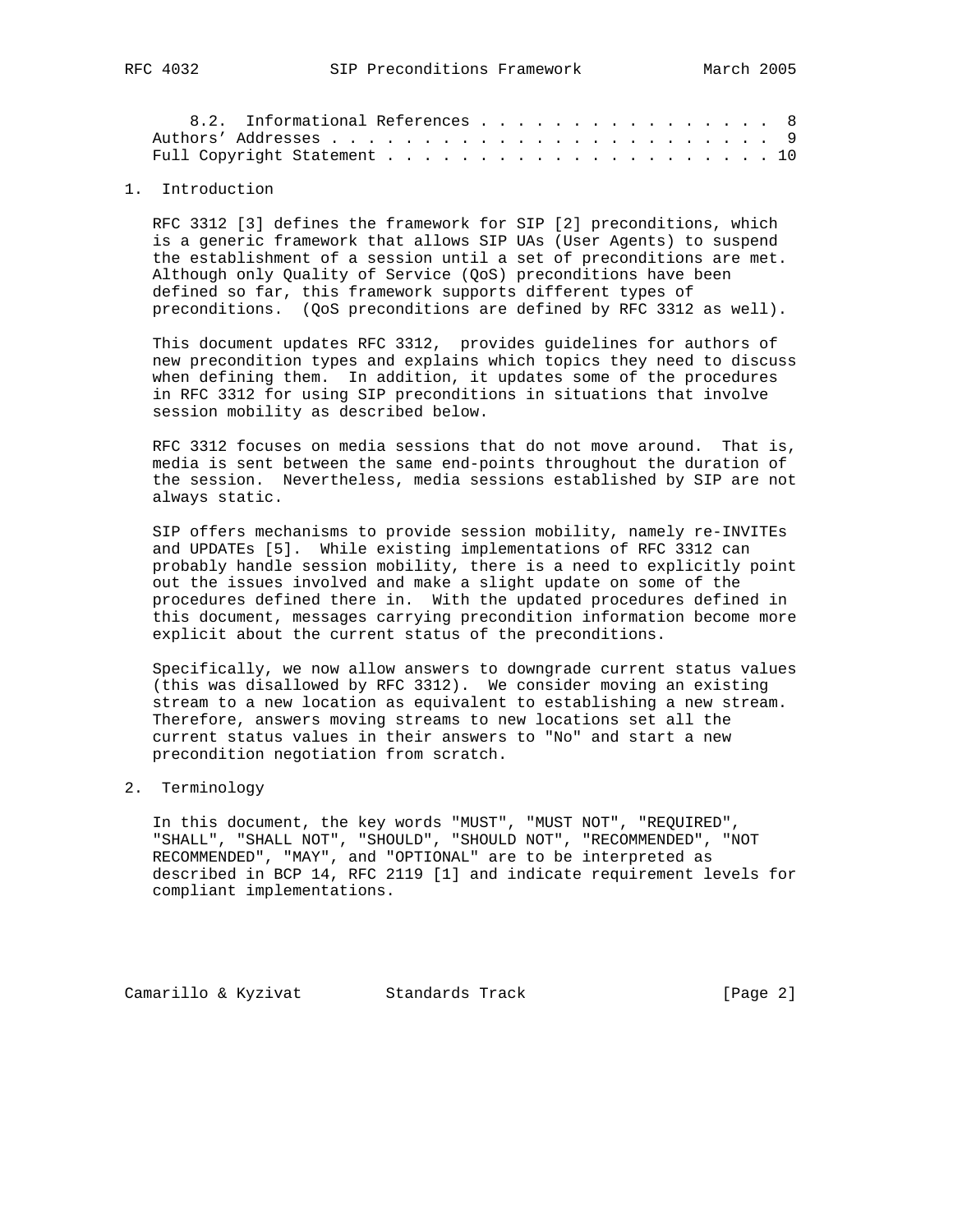8.2. Informational References . . . . . . . . . . . . . . . . . 8
Authors' Addresses . . . . . . . . . . . . . . . . . . . . . . . 9
Full Copyright Statement . . . . . . . . . . . . . . . . . . . . . 10

## 1. Introduction

RFC 3312 [3] defines the framework for SIP [2] preconditions, which is a generic framework that allows SIP UAs (User Agents) to suspend the establishment of a session until a set of preconditions are met. Although only Quality of Service (QoS) preconditions have been defined so far, this framework supports different types of preconditions. (QoS preconditions are defined by RFC 3312 as well).

This document updates RFC 3312, provides guidelines for authors of new precondition types and explains which topics they need to discuss when defining them. In addition, it updates some of the procedures in RFC 3312 for using SIP preconditions in situations that involve session mobility as described below.

RFC 3312 focuses on media sessions that do not move around. That is, media is sent between the same end-points throughout the duration of the session. Nevertheless, media sessions established by SIP are not always static.

SIP offers mechanisms to provide session mobility, namely re-INVITEs and UPDATEs [5]. While existing implementations of RFC 3312 can probably handle session mobility, there is a need to explicitly point out the issues involved and make a slight update on some of the procedures defined there in. With the updated procedures defined in this document, messages carrying precondition information become more explicit about the current status of the preconditions.

Specifically, we now allow answers to downgrade current status values (this was disallowed by RFC 3312). We consider moving an existing stream to a new location as equivalent to establishing a new stream. Therefore, answers moving streams to new locations set all the current status values in their answers to "No" and start a new precondition negotiation from scratch.

## 2. Terminology

In this document, the key words "MUST", "MUST NOT", "REQUIRED", "SHALL", "SHALL NOT", "SHOULD", "SHOULD NOT", "RECOMMENDED", "NOT RECOMMENDED", "MAY", and "OPTIONAL" are to be interpreted as described in BCP 14, RFC 2119 [1] and indicate requirement levels for compliant implementations.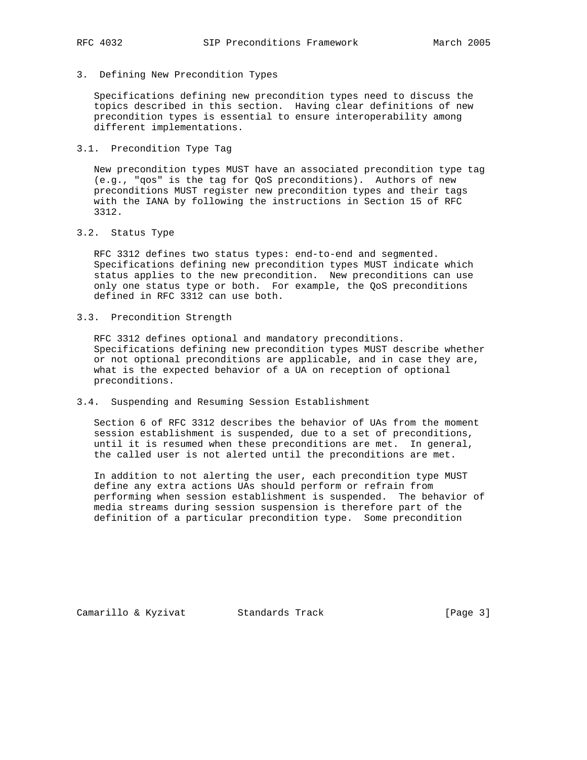## 3. Defining New Precondition Types

Specifications defining new precondition types need to discuss the topics described in this section. Having clear definitions of new precondition types is essential to ensure interoperability among different implementations.

### 3.1. Precondition Type Tag

New precondition types MUST have an associated precondition type tag (e.g., "qos" is the tag for QoS preconditions). Authors of new preconditions MUST register new precondition types and their tags with the IANA by following the instructions in Section 15 of RFC 3312.

### 3.2. Status Type

RFC 3312 defines two status types: end-to-end and segmented. Specifications defining new precondition types MUST indicate which status applies to the new precondition. New preconditions can use only one status type or both. For example, the QoS preconditions defined in RFC 3312 can use both.

### 3.3. Precondition Strength

RFC 3312 defines optional and mandatory preconditions. Specifications defining new precondition types MUST describe whether or not optional preconditions are applicable, and in case they are, what is the expected behavior of a UA on reception of optional preconditions.

### 3.4. Suspending and Resuming Session Establishment

Section 6 of RFC 3312 describes the behavior of UAs from the moment session establishment is suspended, due to a set of preconditions, until it is resumed when these preconditions are met. In general, the called user is not alerted until the preconditions are met.

In addition to not alerting the user, each precondition type MUST define any extra actions UAs should perform or refrain from performing when session establishment is suspended. The behavior of media streams during session suspension is therefore part of the definition of a particular precondition type. Some precondition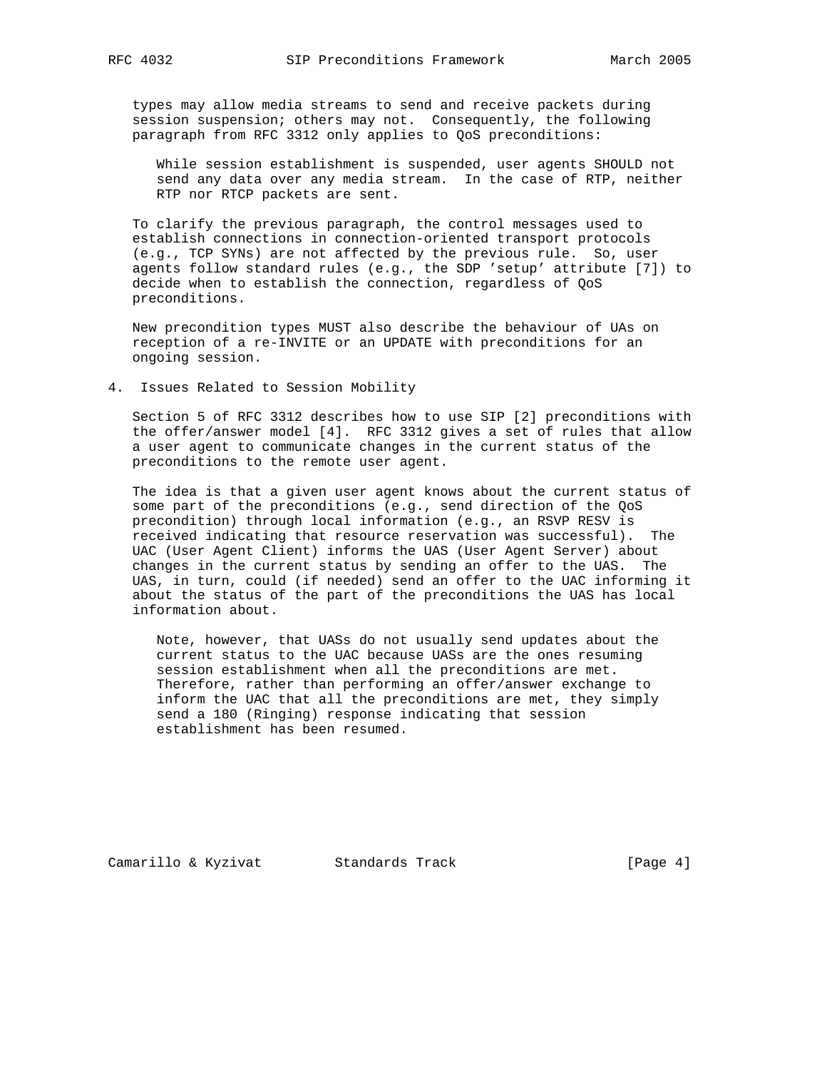types may allow media streams to send and receive packets during session suspension; others may not. Consequently, the following paragraph from RFC 3312 only applies to QoS preconditions:

> While session establishment is suspended, user agents SHOULD not send any data over any media stream. In the case of RTP, neither RTP nor RTCP packets are sent.

To clarify the previous paragraph, the control messages used to establish connections in connection-oriented transport protocols (e.g., TCP SYNs) are not affected by the previous rule. So, user agents follow standard rules (e.g., the SDP 'setup' attribute [7]) to decide when to establish the connection, regardless of QoS preconditions.

New precondition types MUST also describe the behaviour of UAs on reception of a re-INVITE or an UPDATE with preconditions for an ongoing session.

## 4. Issues Related to Session Mobility

Section 5 of RFC 3312 describes how to use SIP [2] preconditions with the offer/answer model [4]. RFC 3312 gives a set of rules that allow a user agent to communicate changes in the current status of the preconditions to the remote user agent.

The idea is that a given user agent knows about the current status of some part of the preconditions (e.g., send direction of the QoS precondition) through local information (e.g., an RSVP RESV is received indicating that resource reservation was successful). The UAC (User Agent Client) informs the UAS (User Agent Server) about changes in the current status by sending an offer to the UAS. The UAS, in turn, could (if needed) send an offer to the UAC informing it about the status of the part of the preconditions the UAS has local information about.

> Note, however, that UASs do not usually send updates about the current status to the UAC because UASs are the ones resuming session establishment when all the preconditions are met. Therefore, rather than performing an offer/answer exchange to inform the UAC that all the preconditions are met, they simply send a 180 (Ringing) response indicating that session establishment has been resumed.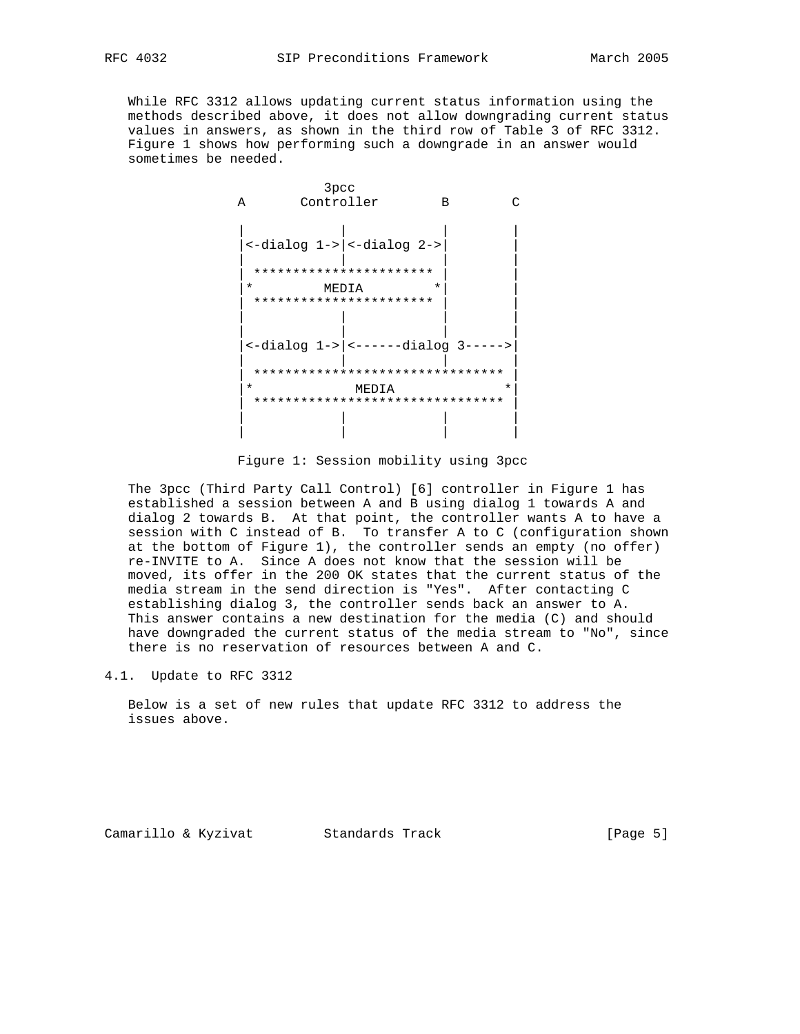While RFC 3312 allows updating current status information using the methods described above, it does not allow downgrading current status values in answers, as shown in the third row of Table 3 of RFC 3312. Figure 1 shows how performing such a downgrade in an answer would sometimes be needed.

```
                   3pcc
        A       Controller        B        C

        |            |            |         |
        |<-dialog 1->|<-dialog 2->|         |
        |            |            |         |
        | *********************** |         |
        |*         MEDIA         *|         |
        | *********************** |         |
        |            |            |         |
        |            |            |         |
        |<-dialog 1->|<------dialog 3----->|
        |            |            |         |
        | ******************************** |
        |*            MEDIA               *|
        | ******************************** |
        |            |            |         |
        |            |            |         |
```

Figure 1: Session mobility using 3pcc

The 3pcc (Third Party Call Control) [6] controller in Figure 1 has established a session between A and B using dialog 1 towards A and dialog 2 towards B. At that point, the controller wants A to have a session with C instead of B. To transfer A to C (configuration shown at the bottom of Figure 1), the controller sends an empty (no offer) re-INVITE to A. Since A does not know that the session will be moved, its offer in the 200 OK states that the current status of the media stream in the send direction is "Yes". After contacting C establishing dialog 3, the controller sends back an answer to A. This answer contains a new destination for the media (C) and should have downgraded the current status of the media stream to "No", since there is no reservation of resources between A and C.

## 4.1. Update to RFC 3312

Below is a set of new rules that update RFC 3312 to address the issues above.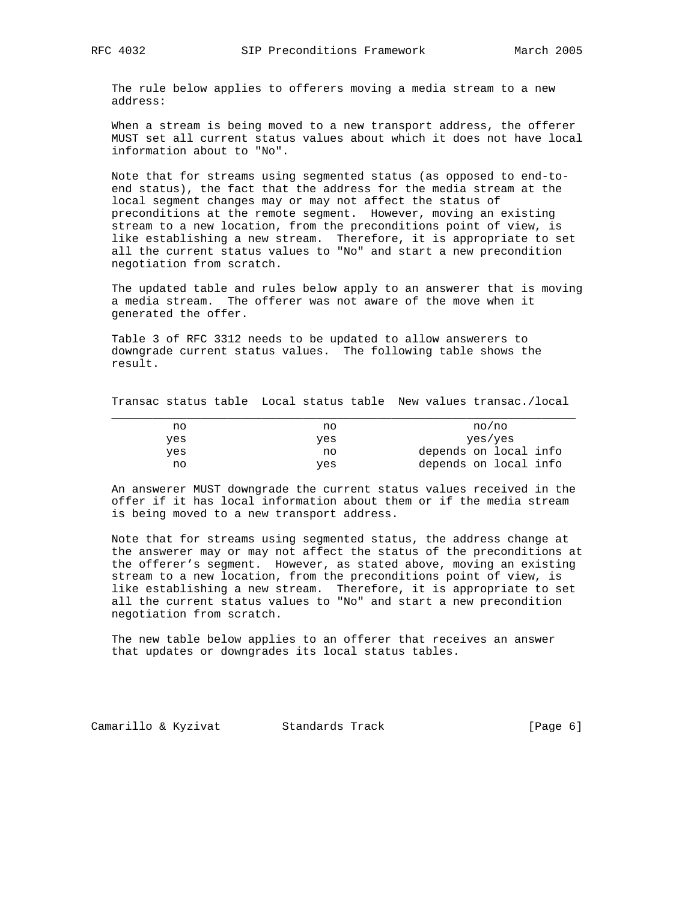The rule below applies to offerers moving a media stream to a new address:

When a stream is being moved to a new transport address, the offerer MUST set all current status values about which it does not have local information about to "No".

Note that for streams using segmented status (as opposed to end-to-end status), the fact that the address for the media stream at the local segment changes may or may not affect the status of preconditions at the remote segment. However, moving an existing stream to a new location, from the preconditions point of view, is like establishing a new stream. Therefore, it is appropriate to set all the current status values to "No" and start a new precondition negotiation from scratch.

The updated table and rules below apply to an answerer that is moving a media stream. The offerer was not aware of the move when it generated the offer.

Table 3 of RFC 3312 needs to be updated to allow answerers to downgrade current status values. The following table shows the result.

| Transac status table | Local status table | New values transac./local |
| --- | --- | --- |
| no | no | no/no |
| yes | yes | yes/yes |
| yes | no | depends on local info |
| no | yes | depends on local info |

An answerer MUST downgrade the current status values received in the offer if it has local information about them or if the media stream is being moved to a new transport address.

Note that for streams using segmented status, the address change at the answerer may or may not affect the status of the preconditions at the offerer's segment. However, as stated above, moving an existing stream to a new location, from the preconditions point of view, is like establishing a new stream. Therefore, it is appropriate to set all the current status values to "No" and start a new precondition negotiation from scratch.

The new table below applies to an offerer that receives an answer that updates or downgrades its local status tables.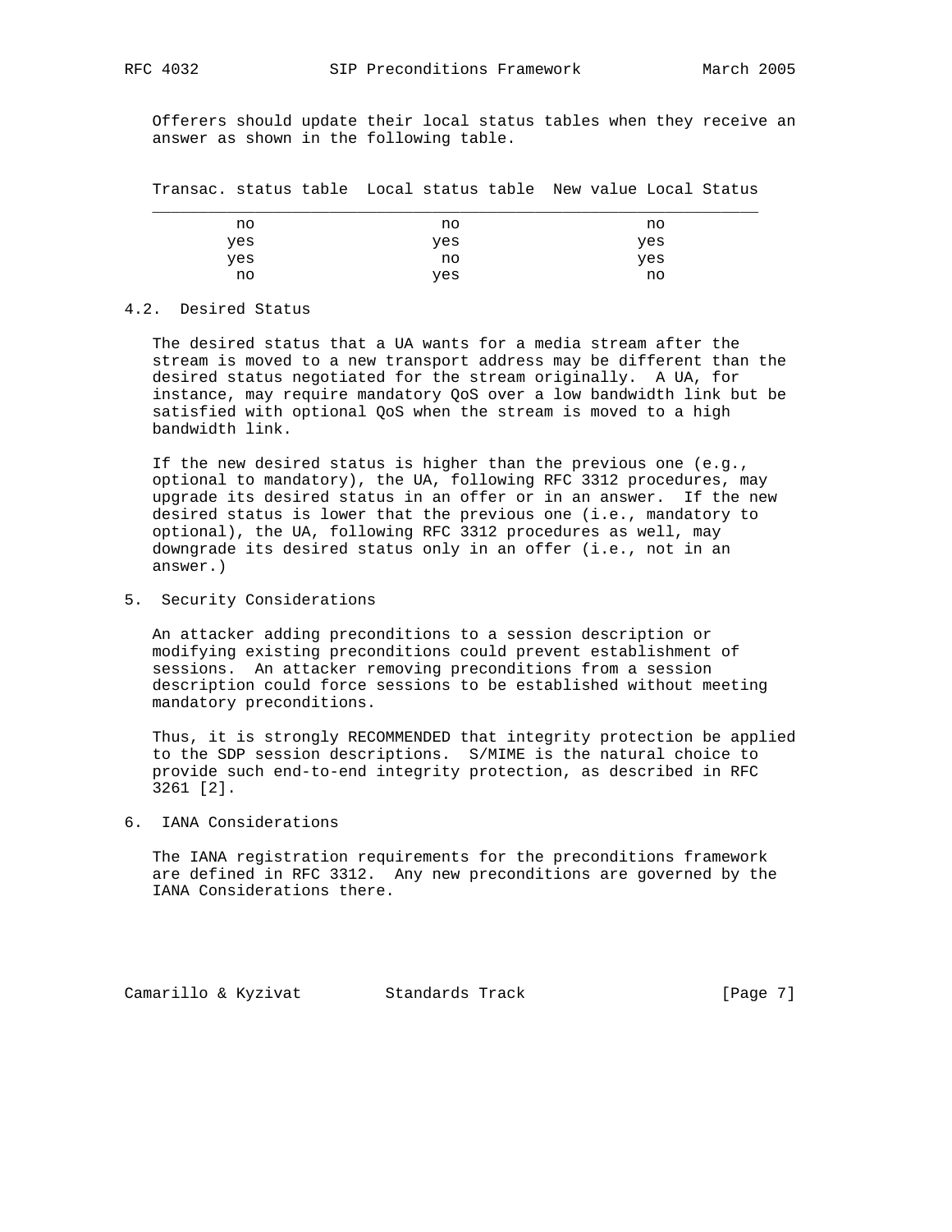Offerers should update their local status tables when they receive an answer as shown in the following table.

| Transac. status table | Local status table | New value Local Status |
|---|---|---|
| no | no | no |
| yes | yes | yes |
| yes | no | yes |
| no | yes | no |

### 4.2. Desired Status

The desired status that a UA wants for a media stream after the stream is moved to a new transport address may be different than the desired status negotiated for the stream originally. A UA, for instance, may require mandatory QoS over a low bandwidth link but be satisfied with optional QoS when the stream is moved to a high bandwidth link.

If the new desired status is higher than the previous one (e.g., optional to mandatory), the UA, following RFC 3312 procedures, may upgrade its desired status in an offer or in an answer. If the new desired status is lower that the previous one (i.e., mandatory to optional), the UA, following RFC 3312 procedures as well, may downgrade its desired status only in an offer (i.e., not in an answer.)

## 5. Security Considerations

An attacker adding preconditions to a session description or modifying existing preconditions could prevent establishment of sessions. An attacker removing preconditions from a session description could force sessions to be established without meeting mandatory preconditions.

Thus, it is strongly RECOMMENDED that integrity protection be applied to the SDP session descriptions. S/MIME is the natural choice to provide such end-to-end integrity protection, as described in RFC 3261 [2].

## 6. IANA Considerations

The IANA registration requirements for the preconditions framework are defined in RFC 3312. Any new preconditions are governed by the IANA Considerations there.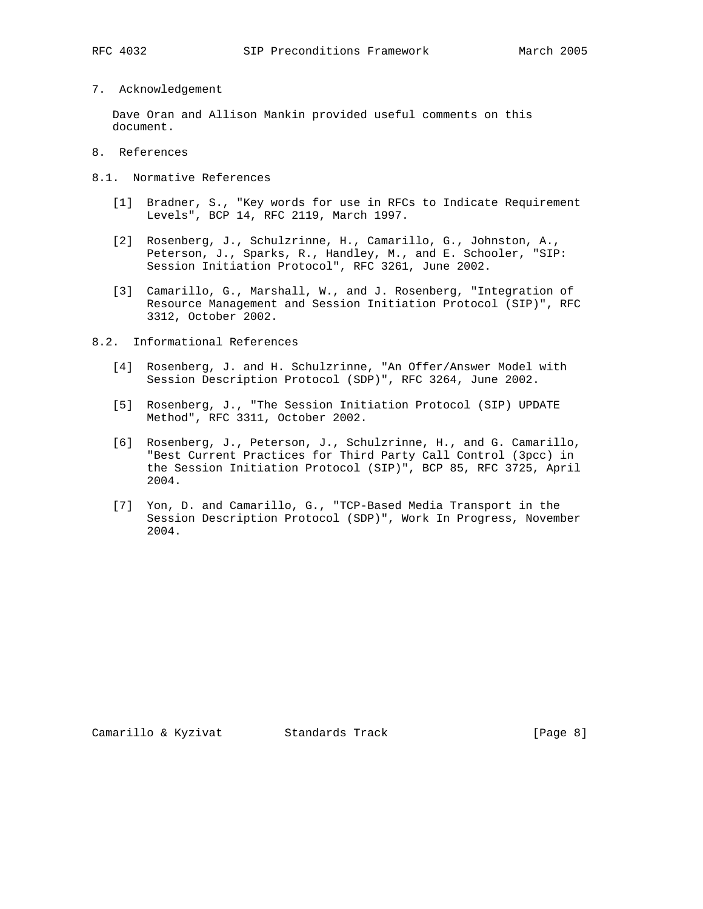## 7. Acknowledgement

Dave Oran and Allison Mankin provided useful comments on this document.

## 8. References

### 8.1. Normative References

[1] Bradner, S., "Key words for use in RFCs to Indicate Requirement Levels", BCP 14, RFC 2119, March 1997.

[2] Rosenberg, J., Schulzrinne, H., Camarillo, G., Johnston, A., Peterson, J., Sparks, R., Handley, M., and E. Schooler, "SIP: Session Initiation Protocol", RFC 3261, June 2002.

[3] Camarillo, G., Marshall, W., and J. Rosenberg, "Integration of Resource Management and Session Initiation Protocol (SIP)", RFC 3312, October 2002.

### 8.2. Informational References

[4] Rosenberg, J. and H. Schulzrinne, "An Offer/Answer Model with Session Description Protocol (SDP)", RFC 3264, June 2002.

[5] Rosenberg, J., "The Session Initiation Protocol (SIP) UPDATE Method", RFC 3311, October 2002.

[6] Rosenberg, J., Peterson, J., Schulzrinne, H., and G. Camarillo, "Best Current Practices for Third Party Call Control (3pcc) in the Session Initiation Protocol (SIP)", BCP 85, RFC 3725, April 2004.

[7] Yon, D. and Camarillo, G., "TCP-Based Media Transport in the Session Description Protocol (SDP)", Work In Progress, November 2004.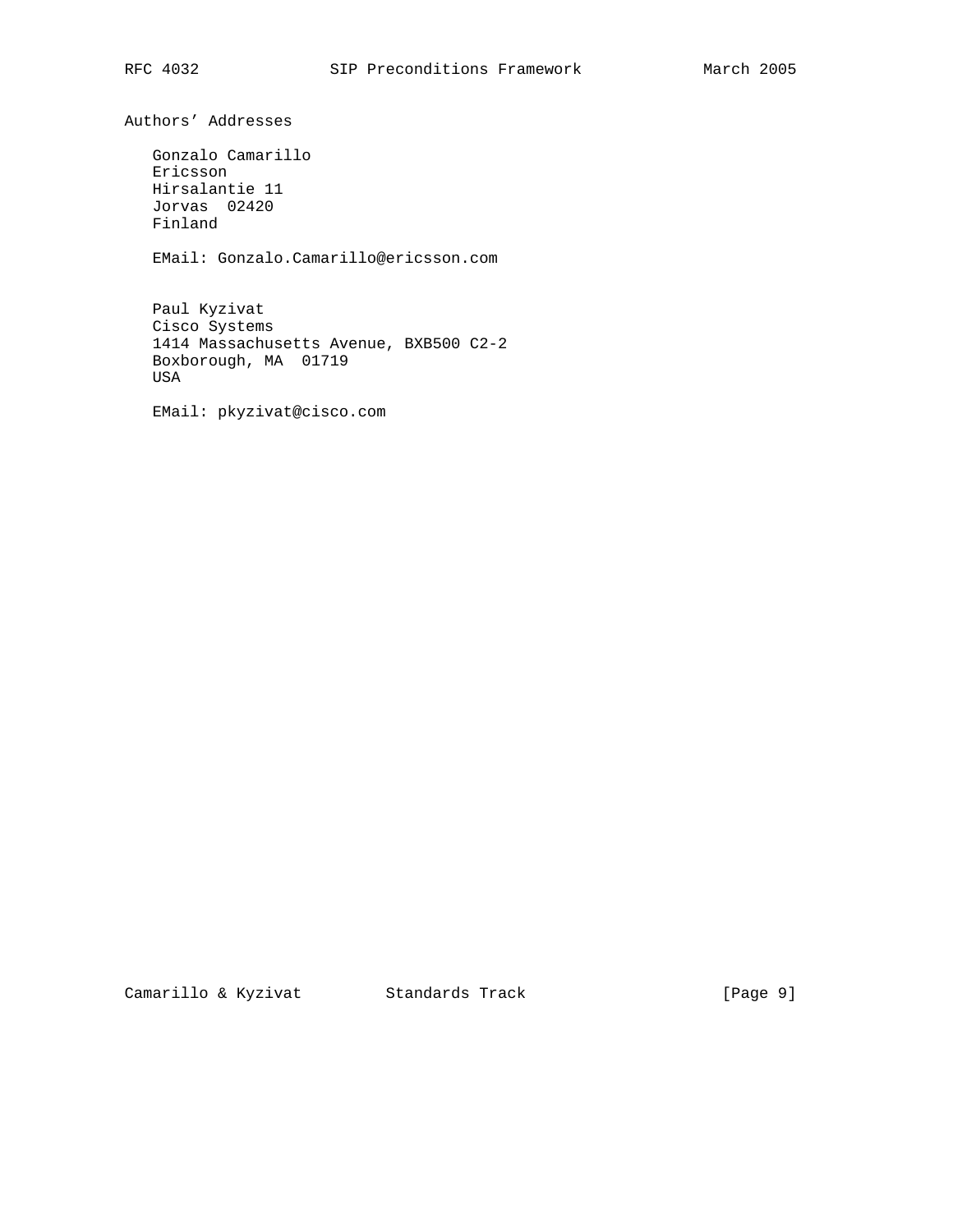## Authors' Addresses

Gonzalo Camarillo  
Ericsson  
Hirsalantie 11  
Jorvas  02420  
Finland

EMail: Gonzalo.Camarillo@ericsson.com

Paul Kyzivat  
Cisco Systems  
1414 Massachusetts Avenue, BXB500 C2-2  
Boxborough, MA  01719  
USA

EMail: pkyzivat@cisco.com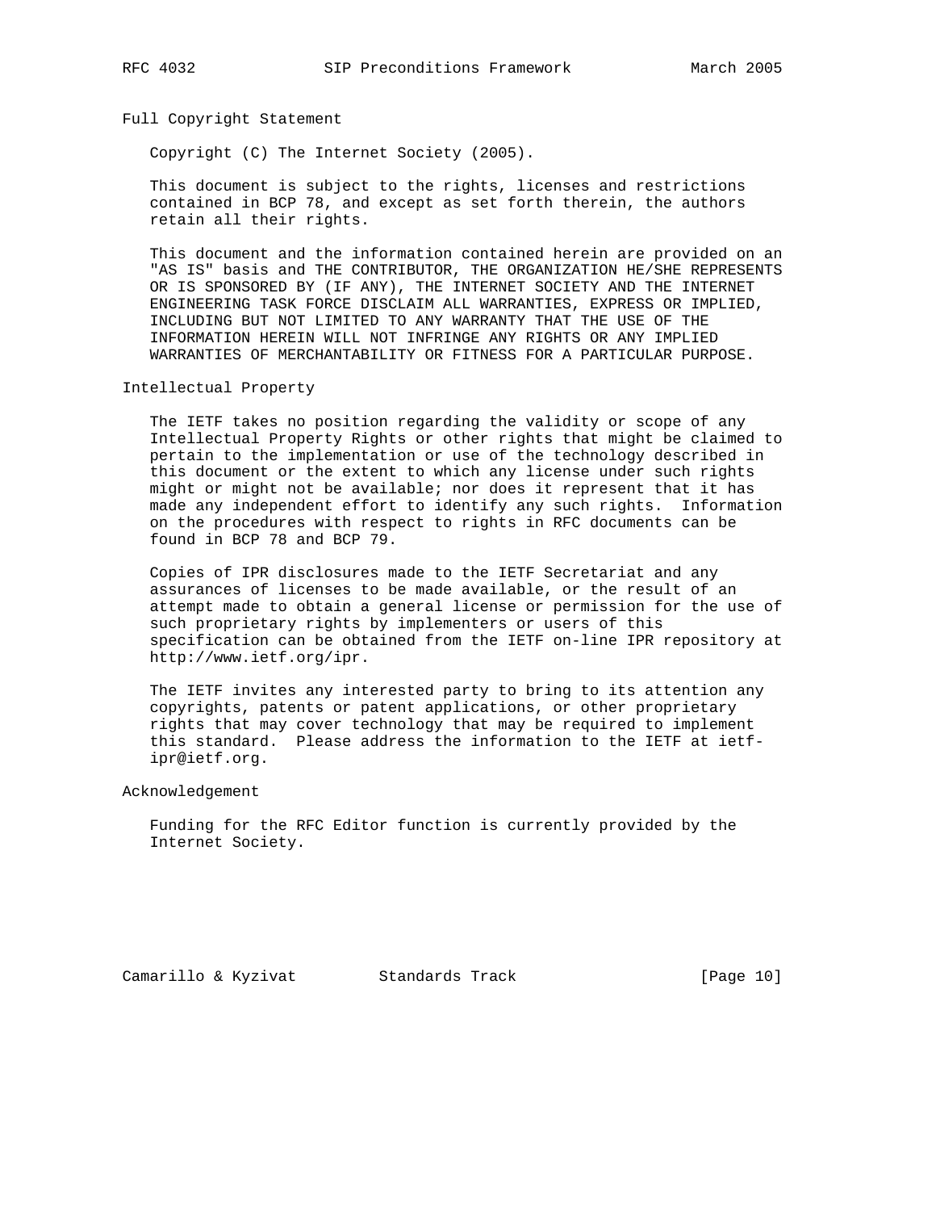## Full Copyright Statement

Copyright (C) The Internet Society (2005).

This document is subject to the rights, licenses and restrictions contained in BCP 78, and except as set forth therein, the authors retain all their rights.

This document and the information contained herein are provided on an "AS IS" basis and THE CONTRIBUTOR, THE ORGANIZATION HE/SHE REPRESENTS OR IS SPONSORED BY (IF ANY), THE INTERNET SOCIETY AND THE INTERNET ENGINEERING TASK FORCE DISCLAIM ALL WARRANTIES, EXPRESS OR IMPLIED, INCLUDING BUT NOT LIMITED TO ANY WARRANTY THAT THE USE OF THE INFORMATION HEREIN WILL NOT INFRINGE ANY RIGHTS OR ANY IMPLIED WARRANTIES OF MERCHANTABILITY OR FITNESS FOR A PARTICULAR PURPOSE.

## Intellectual Property

The IETF takes no position regarding the validity or scope of any Intellectual Property Rights or other rights that might be claimed to pertain to the implementation or use of the technology described in this document or the extent to which any license under such rights might or might not be available; nor does it represent that it has made any independent effort to identify any such rights. Information on the procedures with respect to rights in RFC documents can be found in BCP 78 and BCP 79.

Copies of IPR disclosures made to the IETF Secretariat and any assurances of licenses to be made available, or the result of an attempt made to obtain a general license or permission for the use of such proprietary rights by implementers or users of this specification can be obtained from the IETF on-line IPR repository at http://www.ietf.org/ipr.

The IETF invites any interested party to bring to its attention any copyrights, patents or patent applications, or other proprietary rights that may cover technology that may be required to implement this standard. Please address the information to the IETF at ietf-ipr@ietf.org.

## Acknowledgement

Funding for the RFC Editor function is currently provided by the Internet Society.